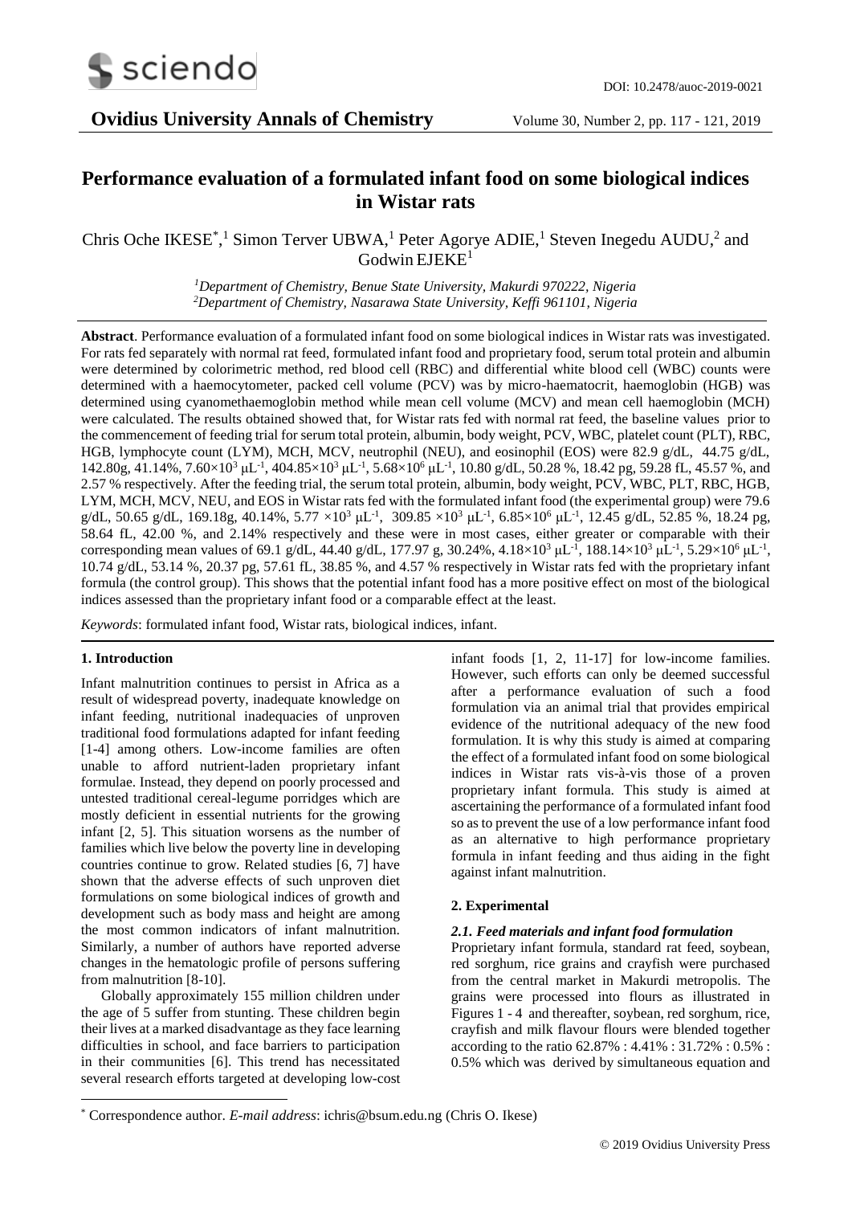# Performance evaluation of a formulated infant food on some biological indices in Wistar rats

Chris Oche IKESE[*,1], Simon Terver UBWA[1], Peter Agorye ADIE[1], Steven Inegedu AUDU[2] and Godwin EJEKE[1]

[1]*Department of Chemistry, Benue State University, Makurdi 970222, Nigeria*
[2]*Department of Chemistry, Nasarawa State University, Keffi 961101, Nigeria*

**Abstract**. Performance evaluation of a formulated infant food on some biological indices in Wistar rats was investigated. For rats fed separately with normal rat feed, formulated infant food and proprietary food, serum total protein and albumin were determined by colorimetric method, red blood cell (RBC) and differential white blood cell (WBC) counts were determined with a haemocytometer, packed cell volume (PCV) was by micro-haematocrit, haemoglobin (HGB) was determined using cyanomethaemoglobin method while mean cell volume (MCV) and mean cell haemoglobin (MCH) were calculated. The results obtained showed that, for Wistar rats fed with normal rat feed, the baseline values prior to the commencement of feeding trial for serum total protein, albumin, body weight, PCV, WBC, platelet count (PLT), RBC, HGB, lymphocyte count (LYM), MCH, MCV, neutrophil (NEU), and eosinophil (EOS) were 82.9 g/dL, 44.75 g/dL, 142.80g, 41.14%, $7.60\times10^3$ μL$^{-1}$, $404.85\times10^3$ μL$^{-1}$, $5.68\times10^6$ μL$^{-1}$, 10.80 g/dL, 50.28 %, 18.42 pg, 59.28 fL, 45.57 %, and 2.57 % respectively. After the feeding trial, the serum total protein, albumin, body weight, PCV, WBC, PLT, RBC, HGB, LYM, MCH, MCV, NEU, and EOS in Wistar rats fed with the formulated infant food (the experimental group) were 79.6 g/dL, 50.65 g/dL, 169.18g, 40.14%, $5.77\times10^3$ μL$^{-1}$, $309.85\times10^3$ μL$^{-1}$, $6.85\times10^6$ μL$^{-1}$, 12.45 g/dL, 52.85 %, 18.24 pg, 58.64 fL, 42.00 %, and 2.14% respectively and these were in most cases, either greater or comparable with their corresponding mean values of 69.1 g/dL, 44.40 g/dL, 177.97 g, 30.24%, $4.18\times10^3$ μL$^{-1}$, $188.14\times10^3$ μL$^{-1}$, $5.29\times10^6$ μL$^{-1}$, 10.74 g/dL, 53.14 %, 20.37 pg, 57.61 fL, 38.85 %, and 4.57 % respectively in Wistar rats fed with the proprietary infant formula (the control group). This shows that the potential infant food has a more positive effect on most of the biological indices assessed than the proprietary infant food or a comparable effect at the least.

*Keywords*: formulated infant food, Wistar rats, biological indices, infant.

## 1. Introduction

Infant malnutrition continues to persist in Africa as a result of widespread poverty, inadequate knowledge on infant feeding, nutritional inadequacies of unproven traditional food formulations adapted for infant feeding [1-4] among others. Low-income families are often unable to afford nutrient-laden proprietary infant formulae. Instead, they depend on poorly processed and untested traditional cereal-legume porridges which are mostly deficient in essential nutrients for the growing infant [2, 5]. This situation worsens as the number of families which live below the poverty line in developing countries continue to grow. Related studies [6, 7] have shown that the adverse effects of such unproven diet formulations on some biological indices of growth and development such as body mass and height are among the most common indicators of infant malnutrition. Similarly, a number of authors have reported adverse changes in the hematologic profile of persons suffering from malnutrition [8-10].

Globally approximately 155 million children under the age of 5 suffer from stunting. These children begin their lives at a marked disadvantage as they face learning difficulties in school, and face barriers to participation in their communities [6]. This trend has necessitated several research efforts targeted at developing low-cost infant foods [1, 2, 11-17] for low-income families. However, such efforts can only be deemed successful after a performance evaluation of such a food formulation via an animal trial that provides empirical evidence of the nutritional adequacy of the new food formulation. It is why this study is aimed at comparing the effect of a formulated infant food on some biological indices in Wistar rats vis-à-vis those of a proven proprietary infant formula. This study is aimed at ascertaining the performance of a formulated infant food so as to prevent the use of a low performance infant food as an alternative to high performance proprietary formula in infant feeding and thus aiding in the fight against infant malnutrition.

## 2. Experimental

### *2.1. Feed materials and infant food formulation*

Proprietary infant formula, standard rat feed, soybean, red sorghum, rice grains and crayfish were purchased from the central market in Makurdi metropolis. The grains were processed into flours as illustrated in Figures 1 - 4 and thereafter, soybean, red sorghum, rice, crayfish and milk flavour flours were blended together according to the ratio 62.87% : 4.41% : 31.72% : 0.5% : 0.5% which was derived by simultaneous equation and

[*] Correspondence author. *E-mail address*: ichris@bsum.edu.ng (Chris O. Ikese)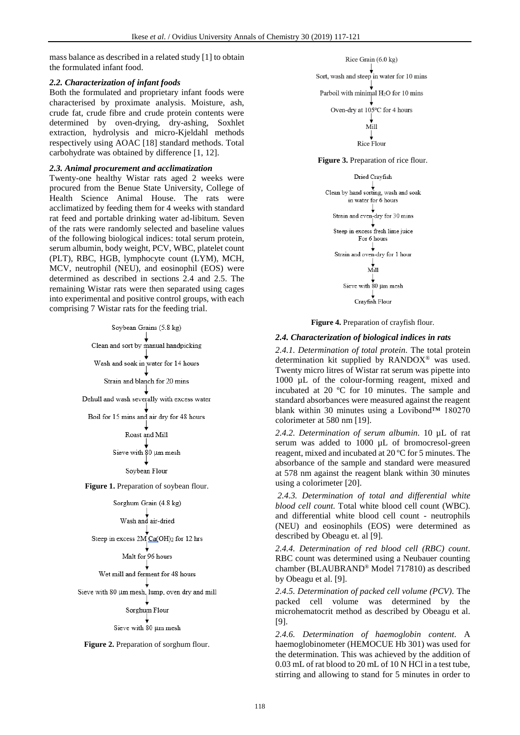mass balance as described in a related study [1] to obtain the formulated infant food.

### *2.2. Characterization of infant foods*

Both the formulated and proprietary infant foods were characterised by proximate analysis. Moisture, ash, crude fat, crude fibre and crude protein contents were determined by oven-drying, dry-ashing, Soxhlet extraction, hydrolysis and micro-Kjeldahl methods respectively using AOAC [18] standard methods. Total carbohydrate was obtained by difference [1, 12].

### *2.3. Animal procurement and acclimatization*

Twenty-one healthy Wistar rats aged 2 weeks were procured from the Benue State University, College of Health Science Animal House. The rats were acclimatized by feeding them for 4 weeks with standard rat feed and portable drinking water ad-libitum. Seven of the rats were randomly selected and baseline values of the following biological indices: total serum protein, serum albumin, body weight, PCV, WBC, platelet count (PLT), RBC, HGB, lymphocyte count (LYM), MCH, MCV, neutrophil (NEU), and eosinophil (EOS) were determined as described in sections 2.4 and 2.5. The remaining Wistar rats were then separated using cages into experimental and positive control groups, with each comprising 7 Wistar rats for the feeding trial.

Soybean Grains (5.8 kg)
↓
Clean and sort by manual handpicking
↓
Wash and soak in water for 14 hours
↓
Strain and blanch for 20 mins
↓
Dehull and wash severally with excess water
↓
Boil for 15 mins and air dry for 48 hours
↓
Roast and Mill
↓
Sieve with 80 µm mesh
↓
Soybean Flour

**Figure 1.** Preparation of soybean flour.

Sorghum Grain (4.8 kg)
↓
Wash and air-dried
↓
Steep in excess 2M $Ca(OH)_2$ for 12 hrs
↓
Malt for 96 hours
↓
Wet mill and ferment for 48 hours
↓
Sieve with 80 µm mesh, lump, oven dry and mill
↓
Sorghum Flour
↓
Sieve with 80 µm mesh

**Figure 2.** Preparation of sorghum flour.

Rice Grain (6.0 kg)
↓
Sort, wash and steep in water for 10 mins
↓
Parboil with minimal $H_2O$ for 10 mins
↓
Oven-dry at 105ºC for 4 hours
↓
Mill
↓
Rice Flour

**Figure 3.** Preparation of rice flour.

Dried Crayfish
↓
Clean by hand sorting, wash and soak in water for 6 hours
↓
Strain and oven-dry for 30 mins
↓
Steep in excess fresh lime juice For 6 hours
↓
Strain and oven-dry for 1 hour
↓
Mill
↓
Sieve with 80 µm mesh
↓
Crayfish Flour

**Figure 4.** Preparation of crayfish flour.

### *2.4. Characterization of biological indices in rats*

*2.4.1. Determination of total protein.* The total protein determination kit supplied by RANDOX® was used. Twenty micro litres of Wistar rat serum was pipette into 1000 µL of the colour-forming reagent, mixed and incubated at 20 ºC for 10 minutes. The sample and standard absorbances were measured against the reagent blank within 30 minutes using a Lovibond™ 180270 colorimeter at 580 nm [19].

*2.4.2. Determination of serum albumin.* 10 µL of rat serum was added to 1000 µL of bromocresol-green reagent, mixed and incubated at 20 ºC for 5 minutes. The absorbance of the sample and standard were measured at 578 nm against the reagent blank within 30 minutes using a colorimeter [20].

*2.4.3. Determination of total and differential white blood cell count.* Total white blood cell count (WBC). and differential white blood cell count - neutrophils (NEU) and eosinophils (EOS) were determined as described by Obeagu et. al [9].

*2.4.4. Determination of red blood cell (RBC) count*. RBC count was determined using a Neubauer counting chamber (BLAUBRAND® Model 717810) as described by Obeagu et al. [9].

*2.4.5. Determination of packed cell volume (PCV).* The packed cell volume was determined by the microhematocrit method as described by Obeagu et al. [9].

*2.4.6. Determination of haemoglobin content.* A haemoglobinometer (HEMOCUE Hb 301) was used for the determination. This was achieved by the addition of 0.03 mL of rat blood to 20 mL of 10 N HCl in a test tube, stirring and allowing to stand for 5 minutes in order to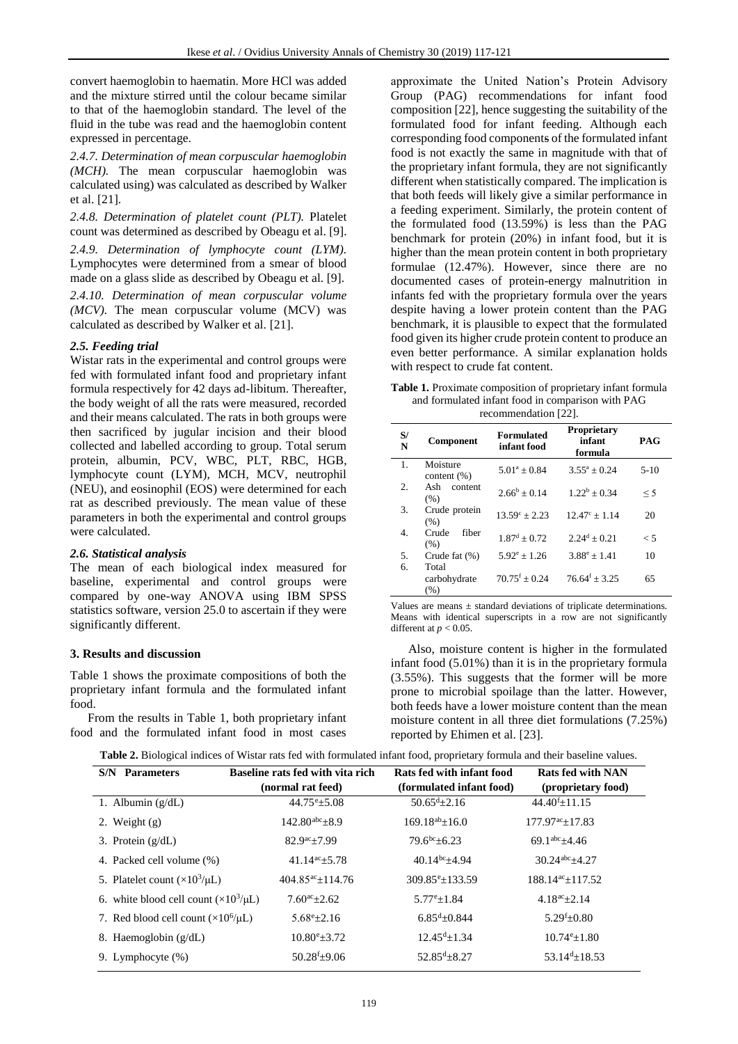convert haemoglobin to haematin. More HCl was added and the mixture stirred until the colour became similar to that of the haemoglobin standard. The level of the fluid in the tube was read and the haemoglobin content expressed in percentage.

*2.4.7. Determination of mean corpuscular haemoglobin (MCH).* The mean corpuscular haemoglobin was calculated using) was calculated as described by Walker et al. [21].

*2.4.8. Determination of platelet count (PLT).* Platelet count was determined as described by Obeagu et al. [9].

*2.4.9. Determination of lymphocyte count (LYM).* Lymphocytes were determined from a smear of blood made on a glass slide as described by Obeagu et al. [9].

*2.4.10. Determination of mean corpuscular volume (MCV).* The mean corpuscular volume (MCV) was calculated as described by Walker et al. [21].

### *2.5. Feeding trial*

Wistar rats in the experimental and control groups were fed with formulated infant food and proprietary infant formula respectively for 42 days ad-libitum. Thereafter, the body weight of all the rats were measured, recorded and their means calculated. The rats in both groups were then sacrificed by jugular incision and their blood collected and labelled according to group. Total serum protein, albumin, PCV, WBC, PLT, RBC, HGB, lymphocyte count (LYM), MCH, MCV, neutrophil (NEU), and eosinophil (EOS) were determined for each rat as described previously. The mean value of these parameters in both the experimental and control groups were calculated.

### *2.6. Statistical analysis*

The mean of each biological index measured for baseline, experimental and control groups were compared by one-way ANOVA using IBM SPSS statistics software, version 25.0 to ascertain if they were significantly different.

## 3. Results and discussion

Table 1 shows the proximate compositions of both the proprietary infant formula and the formulated infant food.

From the results in Table 1, both proprietary infant food and the formulated infant food in most cases approximate the United Nation's Protein Advisory Group (PAG) recommendations for infant food composition [22], hence suggesting the suitability of the formulated food for infant feeding. Although each corresponding food components of the formulated infant food is not exactly the same in magnitude with that of the proprietary infant formula, they are not significantly different when statistically compared. The implication is that both feeds will likely give a similar performance in a feeding experiment. Similarly, the protein content of the formulated food (13.59%) is less than the PAG benchmark for protein (20%) in infant food, but it is higher than the mean protein content in both proprietary formulae (12.47%). However, since there are no documented cases of protein-energy malnutrition in infants fed with the proprietary formula over the years despite having a lower protein content than the PAG benchmark, it is plausible to expect that the formulated food given its higher crude protein content to produce an even better performance. A similar explanation holds with respect to crude fat content.

**Table 1.** Proximate composition of proprietary infant formula and formulated infant food in comparison with PAG recommendation [22].

| S/N | Component | Formulated infant food | Proprietary infant formula | PAG |
|---|---|---|---|---|
| 1. | Moisture content (%) | $5.01^a \pm 0.84$ | $3.55^a \pm 0.24$ | 5-10 |
| 2. | Ash content (%) | $2.66^b \pm 0.14$ | $1.22^b \pm 0.34$ | ≤ 5 |
| 3. | Crude protein (%) | $13.59^c \pm 2.23$ | $12.47^c \pm 1.14$ | 20 |
| 4. | Crude fiber (%) | $1.87^d \pm 0.72$ | $2.24^d \pm 0.21$ | < 5 |
| 5. | Crude fat (%) | $5.92^e \pm 1.26$ | $3.88^e \pm 1.41$ | 10 |
| 6. | Total carbohydrate (%) | $70.75^f \pm 0.24$ | $76.64^f \pm 3.25$ | 65 |

Values are means ± standard deviations of triplicate determinations. Means with identical superscripts in a row are not significantly different at $p < 0.05$.

Also, moisture content is higher in the formulated infant food (5.01%) than it is in the proprietary formula (3.55%). This suggests that the former will be more prone to microbial spoilage than the latter. However, both feeds have a lower moisture content than the mean moisture content in all three diet formulations (7.25%) reported by Ehimen et al. [23].

**Table 2.** Biological indices of Wistar rats fed with formulated infant food, proprietary formula and their baseline values.

| S/N Parameters | Baseline rats fed with vita rich (normal rat feed) | Rats fed with infant food (formulated infant food) | Rats fed with NAN (proprietary food) |
|---|---|---|---|
| 1. Albumin (g/dL) | $44.75^e \pm 5.08$ | $50.65^d \pm 2.16$ | $44.40^f \pm 11.15$ |
| 2. Weight (g) | $142.80^{abc} \pm 8.9$ | $169.18^{ab} \pm 16.0$ | $177.97^{ac} \pm 17.83$ |
| 3. Protein (g/dL) | $82.9^{ac} \pm 7.99$ | $79.6^{bc} \pm 6.23$ | $69.1^{abc} \pm 4.46$ |
| 4. Packed cell volume (%) | $41.14^{ac} \pm 5.78$ | $40.14^{bc} \pm 4.94$ | $30.24^{abc} \pm 4.27$ |
| 5. Platelet count ($\times 10^3/\mu L$) | $404.85^{ac} \pm 114.76$ | $309.85^e \pm 133.59$ | $188.14^{ac} \pm 117.52$ |
| 6. white blood cell count ($\times 10^3/\mu L$) | $7.60^{ac} \pm 2.62$ | $5.77^e \pm 1.84$ | $4.18^{ac} \pm 2.14$ |
| 7. Red blood cell count ($\times 10^6/\mu L$) | $5.68^e \pm 2.16$ | $6.85^d \pm 0.844$ | $5.29^f \pm 0.80$ |
| 8. Haemoglobin (g/dL) | $10.80^e \pm 3.72$ | $12.45^d \pm 1.34$ | $10.74^e \pm 1.80$ |
| 9. Lymphocyte (%) | $50.28^f \pm 9.06$ | $52.85^d \pm 8.27$ | $53.14^d \pm 18.53$ |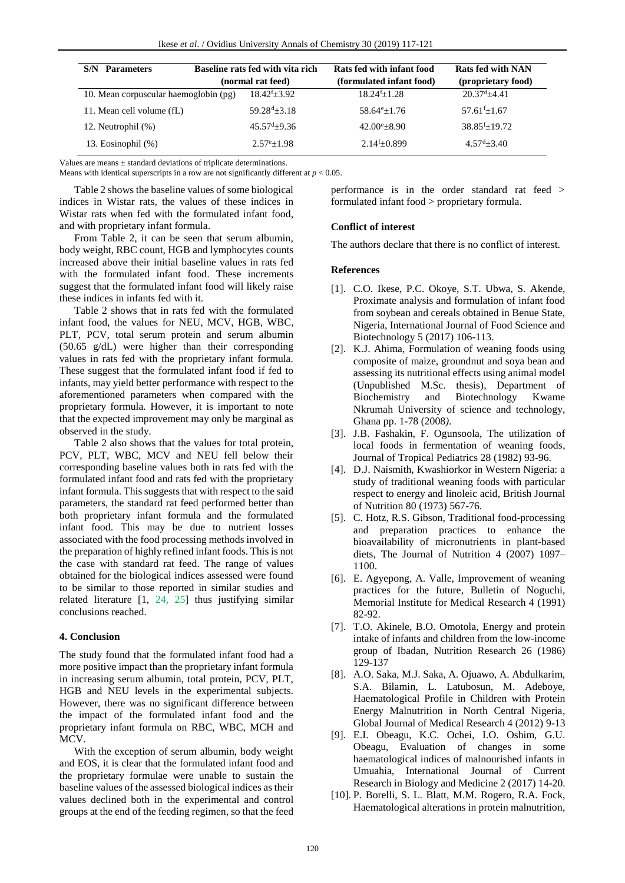| S/N Parameters | Baseline rats fed with vita rich (normal rat feed) | Rats fed with infant food (formulated infant food) | Rats fed with NAN (proprietary food) |
|---|---|---|---|
| 10. Mean corpuscular haemoglobin (pg) | $18.42^{f}\pm3.92$ | $18.24^{f}\pm1.28$ | $20.37^{d}\pm4.41$ |
| 11. Mean cell volume (fL) | $59.28^{d}\pm3.18$ | $58.64^{e}\pm1.76$ | $57.61^{f}\pm1.67$ |
| 12. Neutrophil (%) | $45.57^{d}\pm9.36$ | $42.00^{e}\pm8.90$ | $38.85^{f}\pm19.72$ |
| 13. Eosinophil (%) | $2.57^{e}\pm1.98$ | $2.14^{f}\pm0.899$ | $4.57^{d}\pm3.40$ |

Values are means ± standard deviations of triplicate determinations.
Means with identical superscripts in a row are not significantly different at $p < 0.05$.

Table 2 shows the baseline values of some biological indices in Wistar rats, the values of these indices in Wistar rats when fed with the formulated infant food, and with proprietary infant formula.

From Table 2, it can be seen that serum albumin, body weight, RBC count, HGB and lymphocytes counts increased above their initial baseline values in rats fed with the formulated infant food. These increments suggest that the formulated infant food will likely raise these indices in infants fed with it.

Table 2 shows that in rats fed with the formulated infant food, the values for NEU, MCV, HGB, WBC, PLT, PCV, total serum protein and serum albumin (50.65 g/dL) were higher than their corresponding values in rats fed with the proprietary infant formula. These suggest that the formulated infant food if fed to infants, may yield better performance with respect to the aforementioned parameters when compared with the proprietary formula. However, it is important to note that the expected improvement may only be marginal as observed in the study.

Table 2 also shows that the values for total protein, PCV, PLT, WBC, MCV and NEU fell below their corresponding baseline values both in rats fed with the formulated infant food and rats fed with the proprietary infant formula. This suggests that with respect to the said parameters, the standard rat feed performed better than both proprietary infant formula and the formulated infant food. This may be due to nutrient losses associated with the food processing methods involved in the preparation of highly refined infant foods. This is not the case with standard rat feed. The range of values obtained for the biological indices assessed were found to be similar to those reported in similar studies and related literature [1, 24, 25] thus justifying similar conclusions reached.

## 4. Conclusion

The study found that the formulated infant food had a more positive impact than the proprietary infant formula in increasing serum albumin, total protein, PCV, PLT, HGB and NEU levels in the experimental subjects. However, there was no significant difference between the impact of the formulated infant food and the proprietary infant formula on RBC, WBC, MCH and MCV.

With the exception of serum albumin, body weight and EOS, it is clear that the formulated infant food and the proprietary formulae were unable to sustain the baseline values of the assessed biological indices as their values declined both in the experimental and control groups at the end of the feeding regimen, so that the feed performance is in the order standard rat feed > formulated infant food > proprietary formula.

## Conflict of interest

The authors declare that there is no conflict of interest.

## References

[1]. C.O. Ikese, P.C. Okoye, S.T. Ubwa, S. Akende, Proximate analysis and formulation of infant food from soybean and cereals obtained in Benue State, Nigeria, International Journal of Food Science and Biotechnology 5 (2017) 106-113.

[2]. K.J. Ahima, Formulation of weaning foods using composite of maize, groundnut and soya bean and assessing its nutritional effects using animal model (Unpublished M.Sc. thesis), Department of Biochemistry and Biotechnology Kwame Nkrumah University of science and technology, Ghana pp. 1-78 (2008*)*.

[3]. J.B. Fashakin, F. Ogunsoola, The utilization of local foods in fermentation of weaning foods, Journal of Tropical Pediatrics 28 (1982) 93-96.

[4]. D.J. Naismith, Kwashiorkor in Western Nigeria: a study of traditional weaning foods with particular respect to energy and linoleic acid, British Journal of Nutrition 80 (1973) 567-76.

[5]. C. Hotz, R.S. Gibson, Traditional food-processing and preparation practices to enhance the bioavailability of micronutrients in plant-based diets, The Journal of Nutrition 4 (2007) 1097–1100.

[6]. E. Agyepong, A. Valle, Improvement of weaning practices for the future, Bulletin of Noguchi, Memorial Institute for Medical Research 4 (1991) 82-92.

[7]. T.O. Akinele, B.O. Omotola, Energy and protein intake of infants and children from the low-income group of Ibadan, Nutrition Research 26 (1986) 129-137

[8]. A.O. Saka, M.J. Saka, A. Ojuawo, A. Abdulkarim, S.A. Bilamin, L. Latubosun, M. Adeboye, Haematological Profile in Children with Protein Energy Malnutrition in North Central Nigeria, Global Journal of Medical Research 4 (2012) 9-13

[9]. E.I. Obeagu, K.C. Ochei, I.O. Oshim, G.U. Obeagu, Evaluation of changes in some haematological indices of malnourished infants in Umuahia, International Journal of Current Research in Biology and Medicine 2 (2017) 14-20.

[10]. P. Borelli, S. L. Blatt, M.M. Rogero, R.A. Fock, Haematological alterations in protein malnutrition,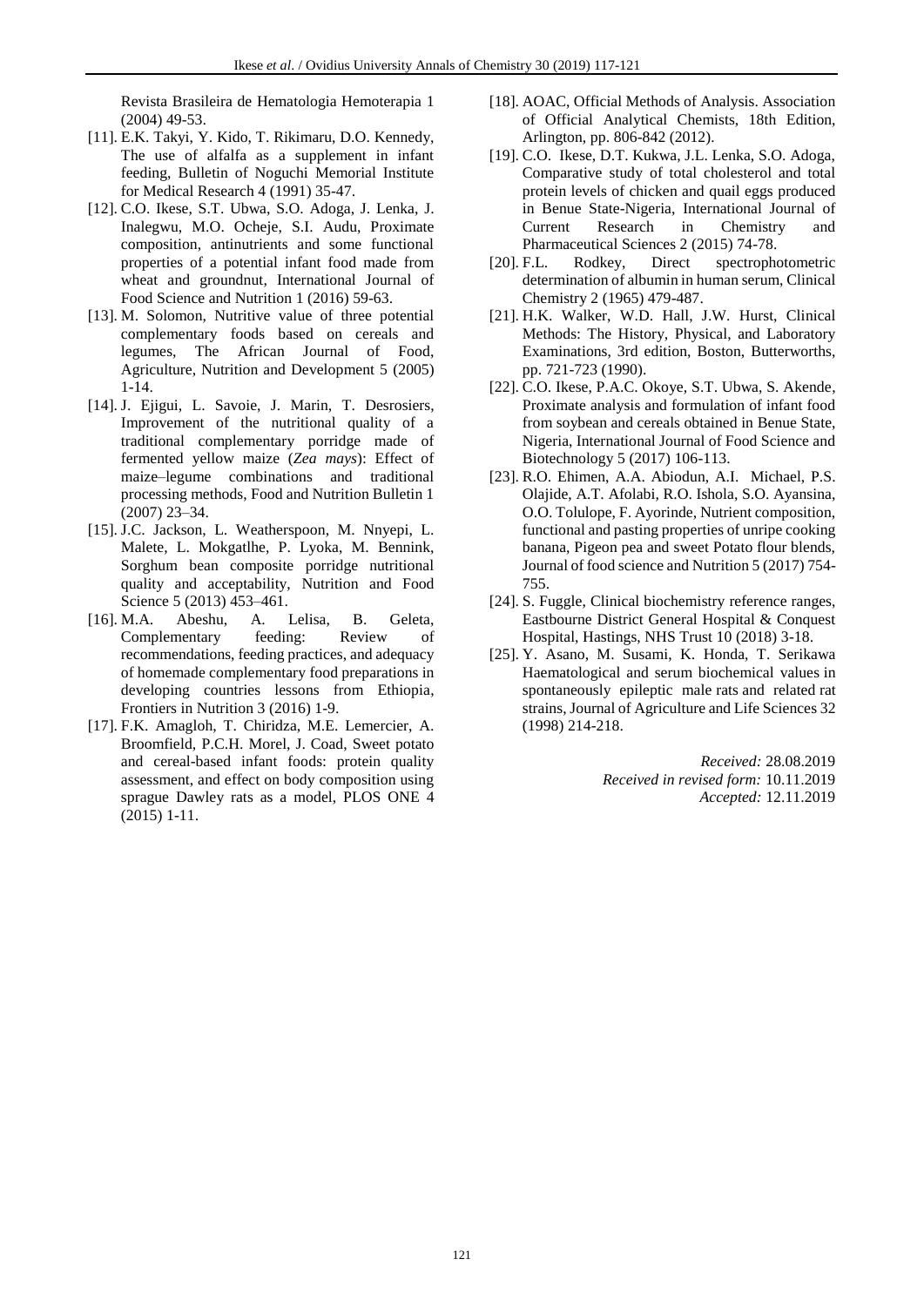Revista Brasileira de Hematologia Hemoterapia 1 (2004) 49-53.

[11]. E.K. Takyi, Y. Kido, T. Rikimaru, D.O. Kennedy, The use of alfalfa as a supplement in infant feeding, Bulletin of Noguchi Memorial Institute for Medical Research 4 (1991) 35-47.

[12]. C.O. Ikese, S.T. Ubwa, S.O. Adoga, J. Lenka, J. Inalegwu, M.O. Ocheje, S.I. Audu, Proximate composition, antinutrients and some functional properties of a potential infant food made from wheat and groundnut, International Journal of Food Science and Nutrition 1 (2016) 59-63.

[13]. M. Solomon, Nutritive value of three potential complementary foods based on cereals and legumes, The African Journal of Food, Agriculture, Nutrition and Development 5 (2005) 1-14.

[14]. J. Ejigui, L. Savoie, J. Marin, T. Desrosiers, Improvement of the nutritional quality of a traditional complementary porridge made of fermented yellow maize (*Zea mays*): Effect of maize–legume combinations and traditional processing methods, Food and Nutrition Bulletin 1 (2007) 23–34.

[15]. J.C. Jackson, L. Weatherspoon, M. Nnyepi, L. Malete, L. Mokgatlhe, P. Lyoka, M. Bennink, Sorghum bean composite porridge nutritional quality and acceptability, Nutrition and Food Science 5 (2013) 453–461.

[16]. M.A. Abeshu, A. Lelisa, B. Geleta, Complementary feeding: Review of recommendations, feeding practices, and adequacy of homemade complementary food preparations in developing countries lessons from Ethiopia, Frontiers in Nutrition 3 (2016) 1-9.

[17]. F.K. Amagloh, T. Chiridza, M.E. Lemercier, A. Broomfield, P.C.H. Morel, J. Coad, Sweet potato and cereal-based infant foods: protein quality assessment, and effect on body composition using sprague Dawley rats as a model, PLOS ONE 4 (2015) 1-11.

[18]. AOAC, Official Methods of Analysis. Association of Official Analytical Chemists, 18th Edition, Arlington, pp. 806-842 (2012).

[19]. C.O. Ikese, D.T. Kukwa, J.L. Lenka, S.O. Adoga, Comparative study of total cholesterol and total protein levels of chicken and quail eggs produced in Benue State-Nigeria, International Journal of Current Research in Chemistry and Pharmaceutical Sciences 2 (2015) 74-78.

[20]. F.L. Rodkey, Direct spectrophotometric determination of albumin in human serum, Clinical Chemistry 2 (1965) 479-487.

[21]. H.K. Walker, W.D. Hall, J.W. Hurst, Clinical Methods: The History, Physical, and Laboratory Examinations, 3rd edition, Boston, Butterworths, pp. 721-723 (1990).

[22]. C.O. Ikese, P.A.C. Okoye, S.T. Ubwa, S. Akende, Proximate analysis and formulation of infant food from soybean and cereals obtained in Benue State, Nigeria, International Journal of Food Science and Biotechnology 5 (2017) 106-113.

[23]. R.O. Ehimen, A.A. Abiodun, A.I. Michael, P.S. Olajide, A.T. Afolabi, R.O. Ishola, S.O. Ayansina, O.O. Tolulope, F. Ayorinde, Nutrient composition, functional and pasting properties of unripe cooking banana, Pigeon pea and sweet Potato flour blends, Journal of food science and Nutrition 5 (2017) 754-755.

[24]. S. Fuggle, Clinical biochemistry reference ranges, Eastbourne District General Hospital & Conquest Hospital, Hastings, NHS Trust 10 (2018) 3-18.

[25]. Y. Asano, M. Susami, K. Honda, T. Serikawa Haematological and serum biochemical values in spontaneously epileptic male rats and related rat strains, Journal of Agriculture and Life Sciences 32 (1998) 214-218.

*Received:* 28.08.2019
*Received in revised form:* 10.11.2019
*Accepted:* 12.11.2019